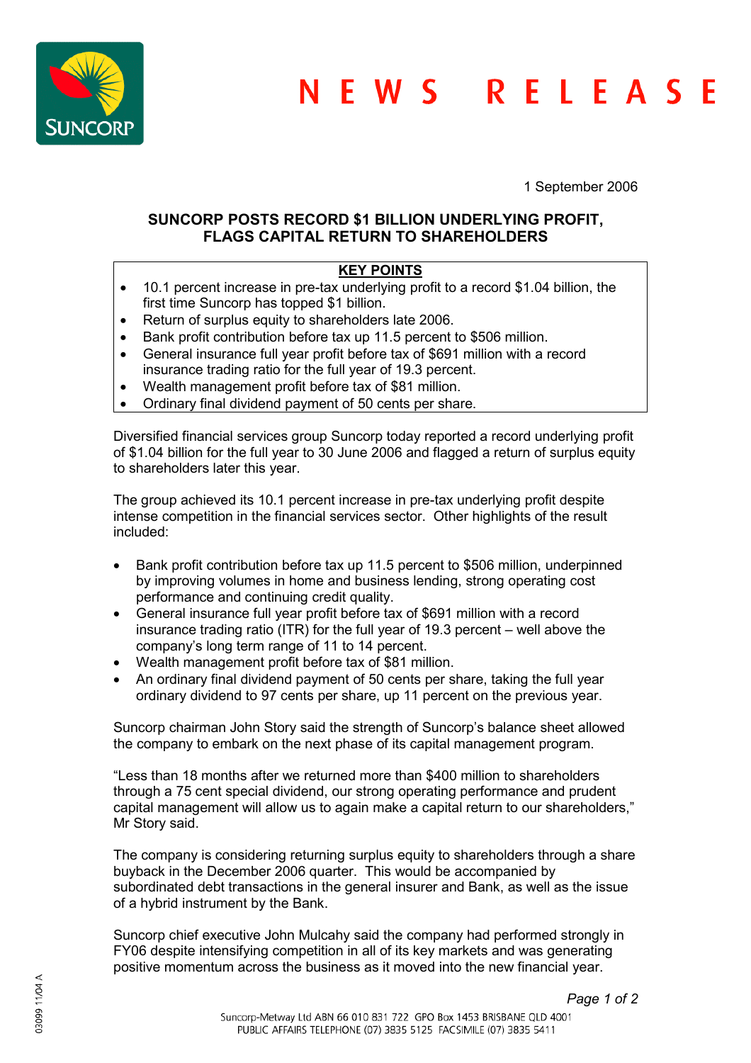# NEWS RELEASE

1 September 2006

## SUNCORP POSTS RECORD $1 BILLION UNDERLYING PROFIT, FLAGS CAPITAL RETURN TO SHAREHOLDERS

**KEY POINTS**

- 10.1 percent increase in pre-tax underlying profit to a record $1.04 billion, the first time Suncorp has topped $1 billion.
- Return of surplus equity to shareholders late 2006.
- Bank profit contribution before tax up 11.5 percent to $506 million.
- General insurance full year profit before tax of $691 million with a record insurance trading ratio for the full year of 19.3 percent.
- Wealth management profit before tax of $81 million.
- Ordinary final dividend payment of 50 cents per share.

Diversified financial services group Suncorp today reported a record underlying profit of $1.04 billion for the full year to 30 June 2006 and flagged a return of surplus equity to shareholders later this year.

The group achieved its 10.1 percent increase in pre-tax underlying profit despite intense competition in the financial services sector. Other highlights of the result included:

- Bank profit contribution before tax up 11.5 percent to $506 million, underpinned by improving volumes in home and business lending, strong operating cost performance and continuing credit quality.
- General insurance full year profit before tax of $691 million with a record insurance trading ratio (ITR) for the full year of 19.3 percent – well above the company's long term range of 11 to 14 percent.
- Wealth management profit before tax of $81 million.
- An ordinary final dividend payment of 50 cents per share, taking the full year ordinary dividend to 97 cents per share, up 11 percent on the previous year.

Suncorp chairman John Story said the strength of Suncorp's balance sheet allowed the company to embark on the next phase of its capital management program.

"Less than 18 months after we returned more than $400 million to shareholders through a 75 cent special dividend, our strong operating performance and prudent capital management will allow us to again make a capital return to our shareholders," Mr Story said.

The company is considering returning surplus equity to shareholders through a share buyback in the December 2006 quarter. This would be accompanied by subordinated debt transactions in the general insurer and Bank, as well as the issue of a hybrid instrument by the Bank.

Suncorp chief executive John Mulcahy said the company had performed strongly in FY06 despite intensifying competition in all of its key markets and was generating positive momentum across the business as it moved into the new financial year.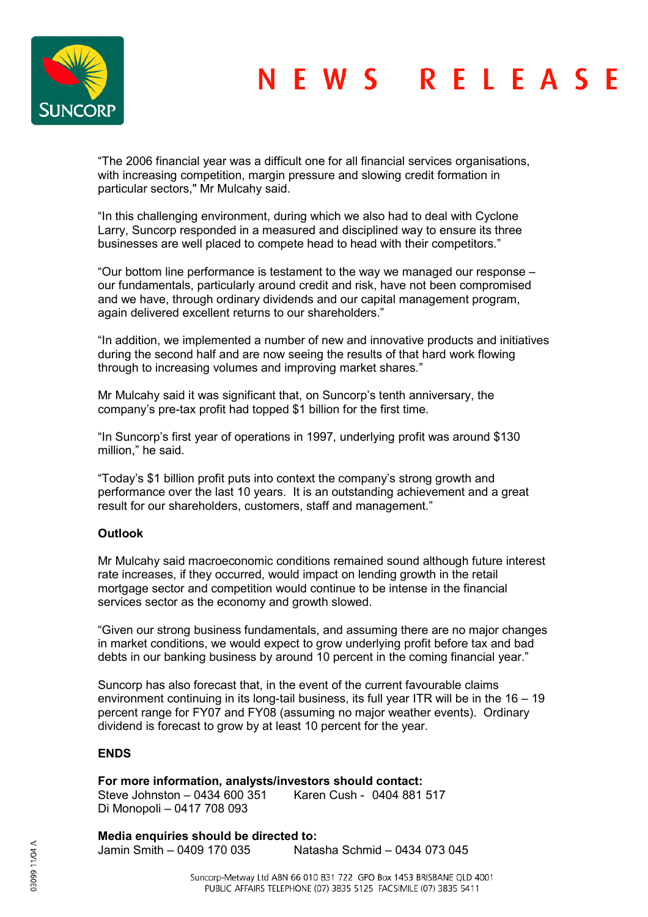"The 2006 financial year was a difficult one for all financial services organisations, with increasing competition, margin pressure and slowing credit formation in particular sectors," Mr Mulcahy said.

"In this challenging environment, during which we also had to deal with Cyclone Larry, Suncorp responded in a measured and disciplined way to ensure its three businesses are well placed to compete head to head with their competitors."

"Our bottom line performance is testament to the way we managed our response – our fundamentals, particularly around credit and risk, have not been compromised and we have, through ordinary dividends and our capital management program, again delivered excellent returns to our shareholders."

"In addition, we implemented a number of new and innovative products and initiatives during the second half and are now seeing the results of that hard work flowing through to increasing volumes and improving market shares."

Mr Mulcahy said it was significant that, on Suncorp's tenth anniversary, the company's pre-tax profit had topped $1 billion for the first time.

"In Suncorp's first year of operations in 1997, underlying profit was around $130 million," he said.

"Today's $1 billion profit puts into context the company's strong growth and performance over the last 10 years. It is an outstanding achievement and a great result for our shareholders, customers, staff and management."

**Outlook**

Mr Mulcahy said macroeconomic conditions remained sound although future interest rate increases, if they occurred, would impact on lending growth in the retail mortgage sector and competition would continue to be intense in the financial services sector as the economy and growth slowed.

"Given our strong business fundamentals, and assuming there are no major changes in market conditions, we would expect to grow underlying profit before tax and bad debts in our banking business by around 10 percent in the coming financial year."

Suncorp has also forecast that, in the event of the current favourable claims environment continuing in its long-tail business, its full year ITR will be in the 16 – 19 percent range for FY07 and FY08 (assuming no major weather events). Ordinary dividend is forecast to grow by at least 10 percent for the year.

**ENDS**

**For more information, analysts/investors should contact:**
Steve Johnston – 0434 600 351 Karen Cush - 0404 881 517
Di Monopoli – 0417 708 093

**Media enquiries should be directed to:**
Jamin Smith – 0409 170 035 Natasha Schmid – 0434 073 045